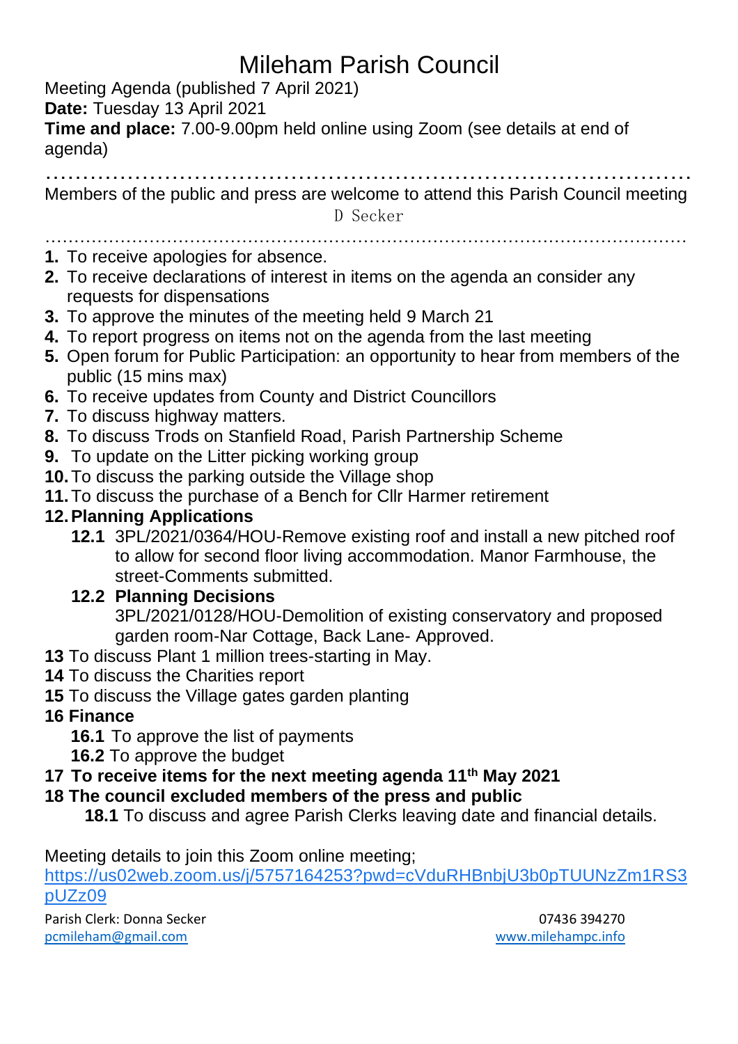# Mileham Parish Council

Meeting Agenda (published 7 April 2021)

**Date:** Tuesday 13 April 2021

**Time and place:** 7.00-9.00pm held online using Zoom (see details at end of agenda)

…………………………………………………………………………………

Members of the public and press are welcome to attend this Parish Council meeting

D Secker

…………………………………………………………………………………………………

1. To receive apologies for absence.
2. To receive declarations of interest in items on the agenda an consider any requests for dispensations
3. To approve the minutes of the meeting held 9 March 21
4. To report progress on items not on the agenda from the last meeting
5. Open forum for Public Participation: an opportunity to hear from members of the public (15 mins max)
6. To receive updates from County and District Councillors
7. To discuss highway matters.
8. To discuss Trods on Stanfield Road, Parish Partnership Scheme
9. To update on the Litter picking working group
10. To discuss the parking outside the Village shop
11. To discuss the purchase of a Bench for Cllr Harmer retirement
12. **Planning Applications**
    - **12.1** 3PL/2021/0364/HOU-Remove existing roof and install a new pitched roof to allow for second floor living accommodation. Manor Farmhouse, the street-Comments submitted.
    - **12.2 Planning Decisions**
      3PL/2021/0128/HOU-Demolition of existing conservatory and proposed garden room-Nar Cottage, Back Lane- Approved.

**13** To discuss Plant 1 million trees-starting in May.

**14** To discuss the Charities report

**15** To discuss the Village gates garden planting

**16 Finance**

- **16.1** To approve the list of payments
- **16.2** To approve the budget

**17 To receive items for the next meeting agenda 11th May 2021**

**18 The council excluded members of the press and public**

- **18.1** To discuss and agree Parish Clerks leaving date and financial details.

Meeting details to join this Zoom online meeting;

https://us02web.zoom.us/j/5757164253?pwd=cVduRHBnbjU3b0pTUUNzZm1RS3pUZz09

Parish Clerk: Donna Secker 07436 394270

pcmileham@gmail.com www.milehampc.info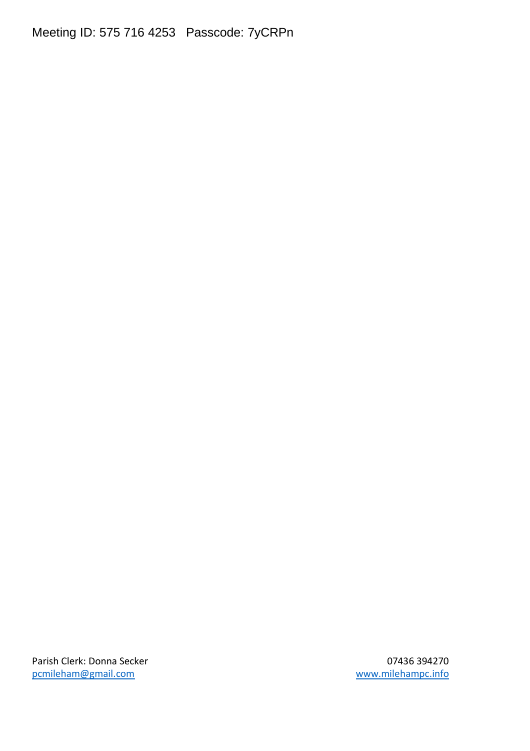Meeting ID: 575 716 4253   Passcode: 7yCRPn

Parish Clerk: Donna Secker
pcmileham@gmail.com

07436 394270
www.milehampc.info